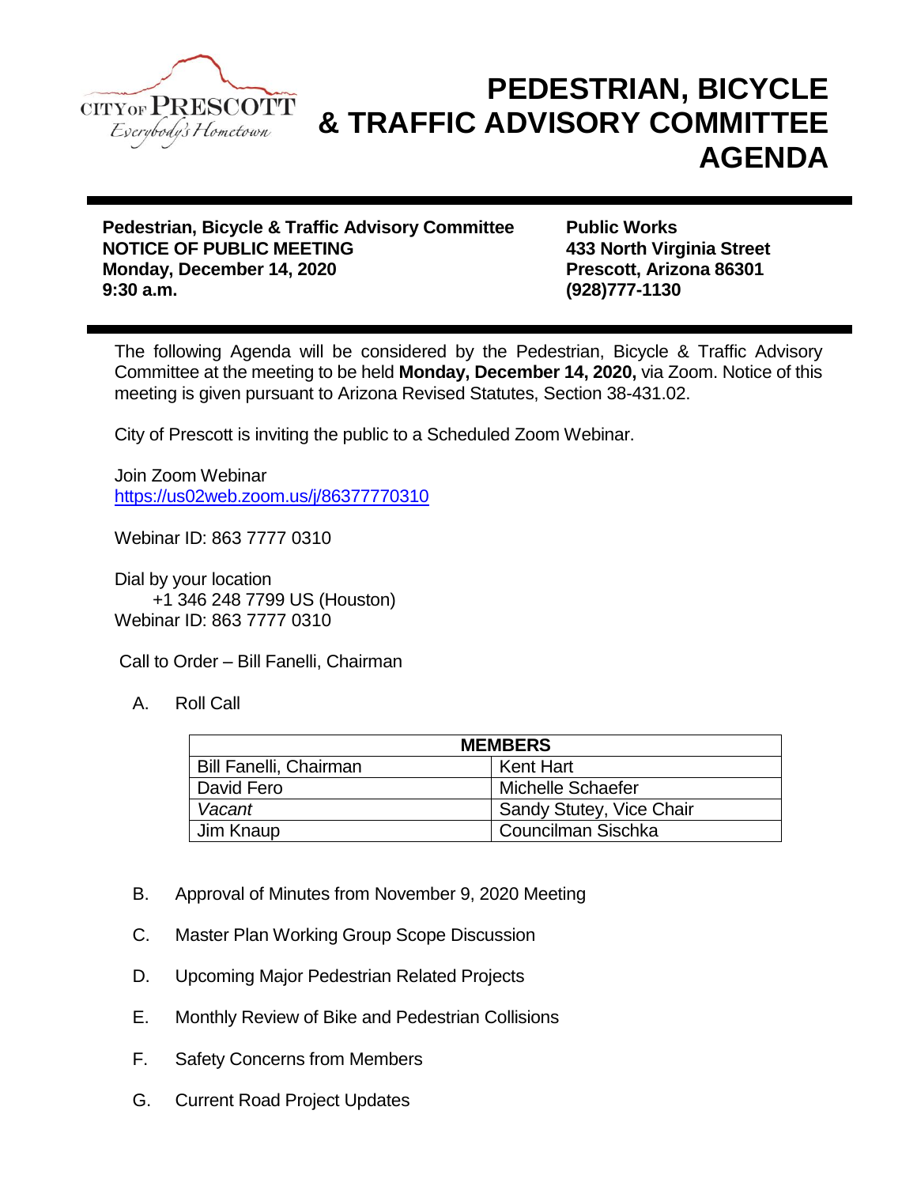CITY OF PRESCOTT
*Everybody's Hometown*

# PEDESTRIAN, BICYCLE & TRAFFIC ADVISORY COMMITTEE AGENDA

**Pedestrian, Bicycle & Traffic Advisory Committee**
**NOTICE OF PUBLIC MEETING**
**Monday, December 14, 2020**
**9:30 a.m.**

**Public Works**
**433 North Virginia Street**
**Prescott, Arizona 86301**
**(928)777-1130**

The following Agenda will be considered by the Pedestrian, Bicycle & Traffic Advisory Committee at the meeting to be held **Monday, December 14, 2020,** via Zoom. Notice of this meeting is given pursuant to Arizona Revised Statutes, Section 38-431.02.

City of Prescott is inviting the public to a Scheduled Zoom Webinar.

Join Zoom Webinar
https://us02web.zoom.us/j/86377770310

Webinar ID: 863 7777 0310

Dial by your location
+1 346 248 7799 US (Houston)
Webinar ID: 863 7777 0310

Call to Order – Bill Fanelli, Chairman

A. Roll Call

| MEMBERS | |
|---|---|
| Bill Fanelli, Chairman | Kent Hart |
| David Fero | Michelle Schaefer |
| *Vacant* | Sandy Stutey, Vice Chair |
| Jim Knaup | Councilman Sischka |

B. Approval of Minutes from November 9, 2020 Meeting

C. Master Plan Working Group Scope Discussion

D. Upcoming Major Pedestrian Related Projects

E. Monthly Review of Bike and Pedestrian Collisions

F. Safety Concerns from Members

G. Current Road Project Updates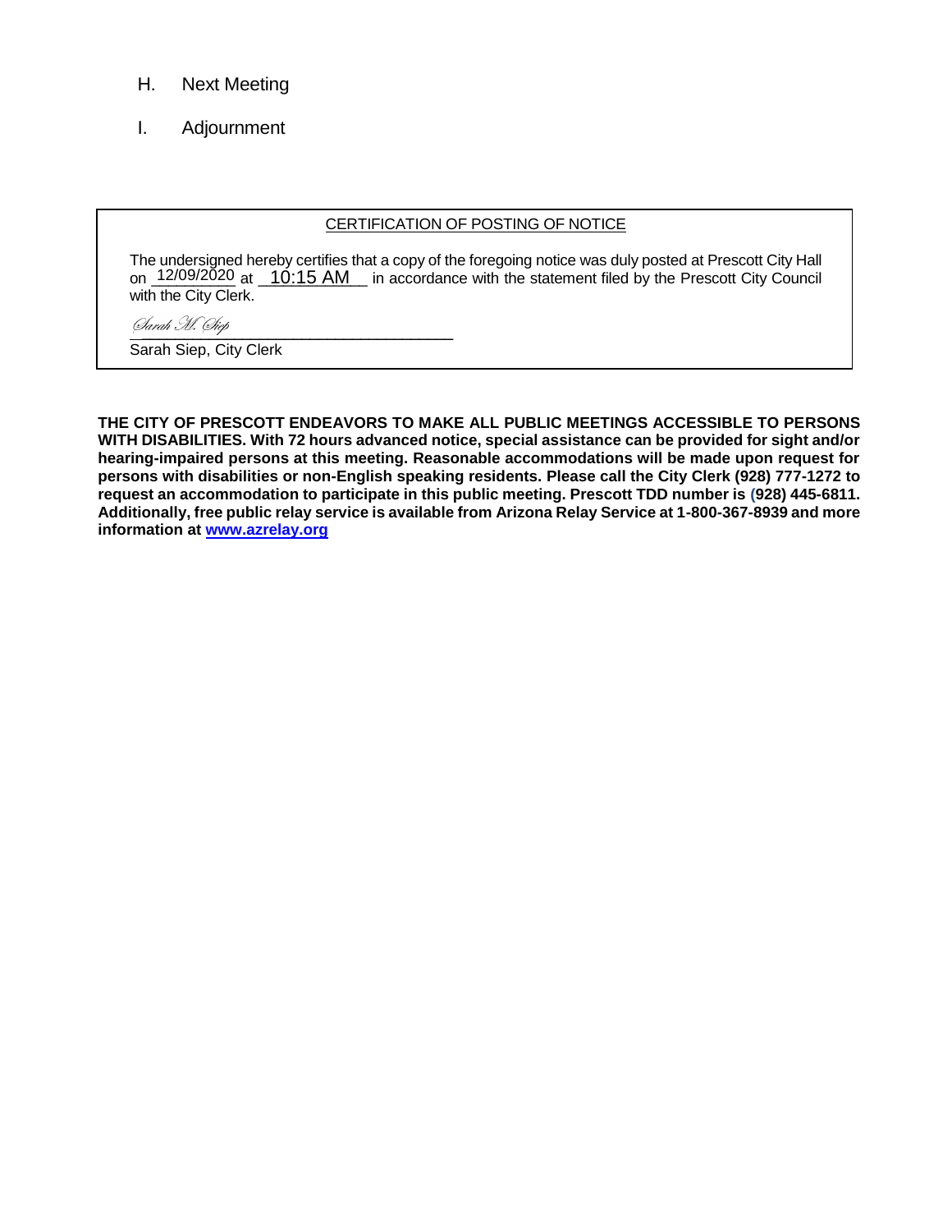H. Next Meeting

I. Adjournment

CERTIFICATION OF POSTING OF NOTICE

The undersigned hereby certifies that a copy of the foregoing notice was duly posted at Prescott City Hall on 12/09/2020 at 10:15 AM in accordance with the statement filed by the Prescott City Council with the City Clerk.

*Sarah M. Siep*

Sarah Siep, City Clerk

**THE CITY OF PRESCOTT ENDEAVORS TO MAKE ALL PUBLIC MEETINGS ACCESSIBLE TO PERSONS WITH DISABILITIES. With 72 hours advanced notice, special assistance can be provided for sight and/or hearing-impaired persons at this meeting. Reasonable accommodations will be made upon request for persons with disabilities or non-English speaking residents. Please call the City Clerk (928) 777-1272 to request an accommodation to participate in this public meeting. Prescott TDD number is (928) 445-6811. Additionally, free public relay service is available from Arizona Relay Service at 1-800-367-8939 and more information at www.azrelay.org**